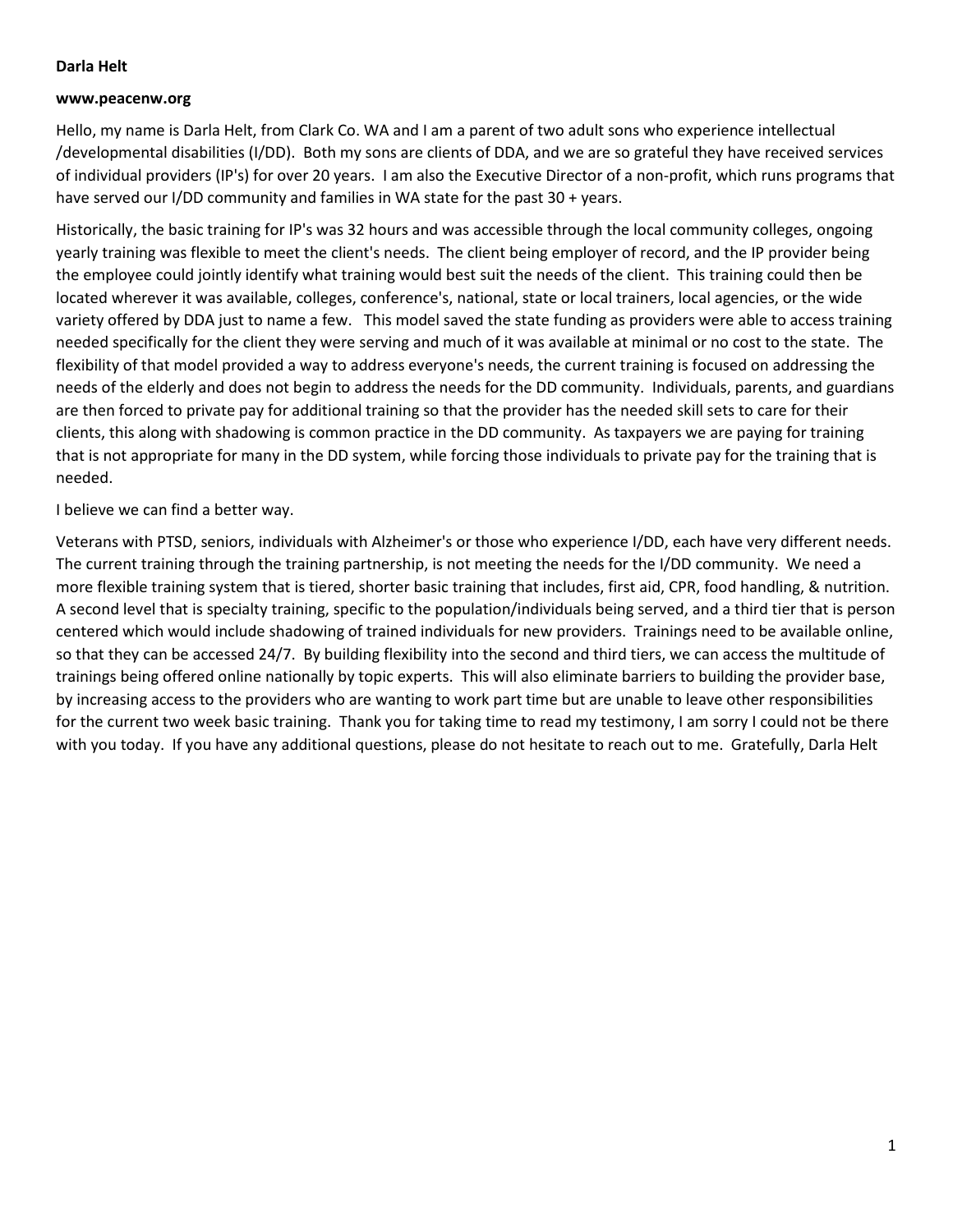**Darla Helt**

**www.peacenw.org**

Hello, my name is Darla Helt, from Clark Co. WA and I am a parent of two adult sons who experience intellectual /developmental disabilities (I/DD). Both my sons are clients of DDA, and we are so grateful they have received services of individual providers (IP's) for over 20 years. I am also the Executive Director of a non-profit, which runs programs that have served our I/DD community and families in WA state for the past 30 + years.

Historically, the basic training for IP's was 32 hours and was accessible through the local community colleges, ongoing yearly training was flexible to meet the client's needs. The client being employer of record, and the IP provider being the employee could jointly identify what training would best suit the needs of the client. This training could then be located wherever it was available, colleges, conference's, national, state or local trainers, local agencies, or the wide variety offered by DDA just to name a few. This model saved the state funding as providers were able to access training needed specifically for the client they were serving and much of it was available at minimal or no cost to the state. The flexibility of that model provided a way to address everyone's needs, the current training is focused on addressing the needs of the elderly and does not begin to address the needs for the DD community. Individuals, parents, and guardians are then forced to private pay for additional training so that the provider has the needed skill sets to care for their clients, this along with shadowing is common practice in the DD community. As taxpayers we are paying for training that is not appropriate for many in the DD system, while forcing those individuals to private pay for the training that is needed.

I believe we can find a better way.

Veterans with PTSD, seniors, individuals with Alzheimer's or those who experience I/DD, each have very different needs. The current training through the training partnership, is not meeting the needs for the I/DD community. We need a more flexible training system that is tiered, shorter basic training that includes, first aid, CPR, food handling, & nutrition. A second level that is specialty training, specific to the population/individuals being served, and a third tier that is person centered which would include shadowing of trained individuals for new providers. Trainings need to be available online, so that they can be accessed 24/7. By building flexibility into the second and third tiers, we can access the multitude of trainings being offered online nationally by topic experts. This will also eliminate barriers to building the provider base, by increasing access to the providers who are wanting to work part time but are unable to leave other responsibilities for the current two week basic training. Thank you for taking time to read my testimony, I am sorry I could not be there with you today. If you have any additional questions, please do not hesitate to reach out to me. Gratefully, Darla Helt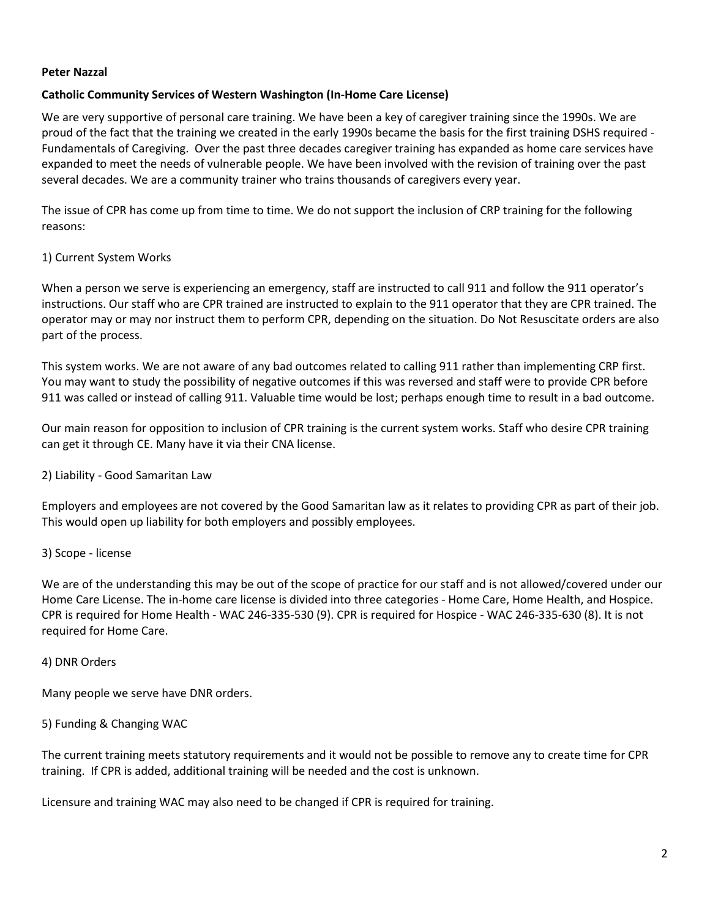**Peter Nazzal**

**Catholic Community Services of Western Washington (In-Home Care License)**

We are very supportive of personal care training. We have been a key of caregiver training since the 1990s. We are proud of the fact that the training we created in the early 1990s became the basis for the first training DSHS required - Fundamentals of Caregiving. Over the past three decades caregiver training has expanded as home care services have expanded to meet the needs of vulnerable people. We have been involved with the revision of training over the past several decades. We are a community trainer who trains thousands of caregivers every year.

The issue of CPR has come up from time to time. We do not support the inclusion of CRP training for the following reasons:

1) Current System Works

When a person we serve is experiencing an emergency, staff are instructed to call 911 and follow the 911 operator's instructions. Our staff who are CPR trained are instructed to explain to the 911 operator that they are CPR trained. The operator may or may nor instruct them to perform CPR, depending on the situation. Do Not Resuscitate orders are also part of the process.

This system works. We are not aware of any bad outcomes related to calling 911 rather than implementing CRP first. You may want to study the possibility of negative outcomes if this was reversed and staff were to provide CPR before 911 was called or instead of calling 911. Valuable time would be lost; perhaps enough time to result in a bad outcome.

Our main reason for opposition to inclusion of CPR training is the current system works. Staff who desire CPR training can get it through CE. Many have it via their CNA license.

2) Liability - Good Samaritan Law

Employers and employees are not covered by the Good Samaritan law as it relates to providing CPR as part of their job. This would open up liability for both employers and possibly employees.

3) Scope - license

We are of the understanding this may be out of the scope of practice for our staff and is not allowed/covered under our Home Care License. The in-home care license is divided into three categories - Home Care, Home Health, and Hospice. CPR is required for Home Health - WAC 246-335-530 (9). CPR is required for Hospice - WAC 246-335-630 (8). It is not required for Home Care.

4) DNR Orders

Many people we serve have DNR orders.

5) Funding & Changing WAC

The current training meets statutory requirements and it would not be possible to remove any to create time for CPR training. If CPR is added, additional training will be needed and the cost is unknown.

Licensure and training WAC may also need to be changed if CPR is required for training.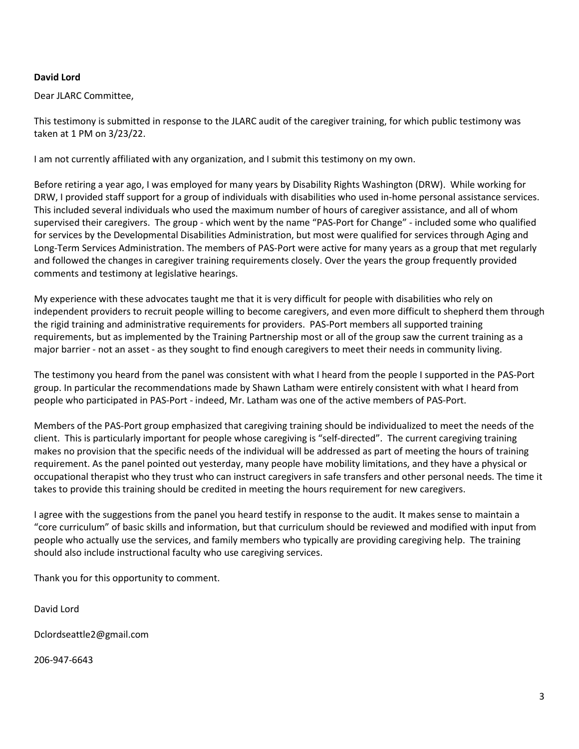**David Lord**

Dear JLARC Committee,

This testimony is submitted in response to the JLARC audit of the caregiver training, for which public testimony was taken at 1 PM on 3/23/22.

I am not currently affiliated with any organization, and I submit this testimony on my own.

Before retiring a year ago, I was employed for many years by Disability Rights Washington (DRW). While working for DRW, I provided staff support for a group of individuals with disabilities who used in-home personal assistance services. This included several individuals who used the maximum number of hours of caregiver assistance, and all of whom supervised their caregivers. The group - which went by the name "PAS-Port for Change" - included some who qualified for services by the Developmental Disabilities Administration, but most were qualified for services through Aging and Long-Term Services Administration. The members of PAS-Port were active for many years as a group that met regularly and followed the changes in caregiver training requirements closely. Over the years the group frequently provided comments and testimony at legislative hearings.

My experience with these advocates taught me that it is very difficult for people with disabilities who rely on independent providers to recruit people willing to become caregivers, and even more difficult to shepherd them through the rigid training and administrative requirements for providers. PAS-Port members all supported training requirements, but as implemented by the Training Partnership most or all of the group saw the current training as a major barrier - not an asset - as they sought to find enough caregivers to meet their needs in community living.

The testimony you heard from the panel was consistent with what I heard from the people I supported in the PAS-Port group. In particular the recommendations made by Shawn Latham were entirely consistent with what I heard from people who participated in PAS-Port - indeed, Mr. Latham was one of the active members of PAS-Port.

Members of the PAS-Port group emphasized that caregiving training should be individualized to meet the needs of the client. This is particularly important for people whose caregiving is "self-directed". The current caregiving training makes no provision that the specific needs of the individual will be addressed as part of meeting the hours of training requirement. As the panel pointed out yesterday, many people have mobility limitations, and they have a physical or occupational therapist who they trust who can instruct caregivers in safe transfers and other personal needs. The time it takes to provide this training should be credited in meeting the hours requirement for new caregivers.

I agree with the suggestions from the panel you heard testify in response to the audit. It makes sense to maintain a "core curriculum" of basic skills and information, but that curriculum should be reviewed and modified with input from people who actually use the services, and family members who typically are providing caregiving help. The training should also include instructional faculty who use caregiving services.

Thank you for this opportunity to comment.

David Lord

Dclordseattle2@gmail.com

206-947-6643